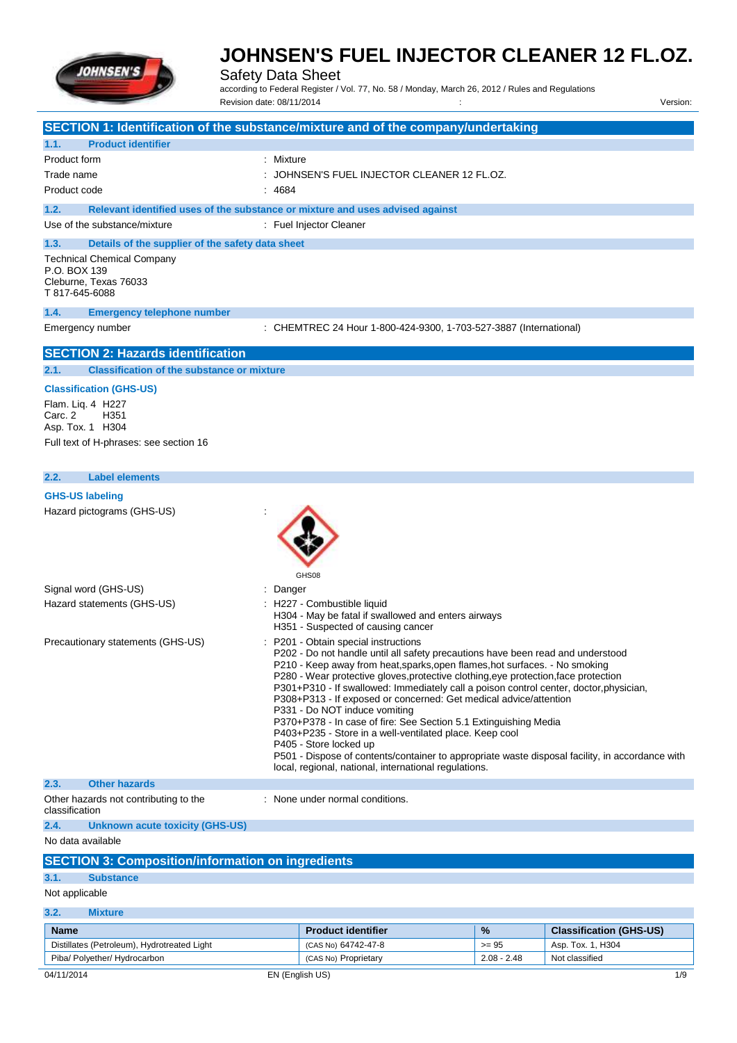# JOHNSEN'S FUEL INJECTOR CLEANER 12 FL.OZ.

Safety Data Sheet

according to Federal Register / Vol. 77, No. 58 / Monday, March 26, 2012 / Rules and Regulations

Revision date: 08/11/2014 : Version:

## SECTION 1: Identification of the substance/mixture and of the company/undertaking

### 1.1. Product identifier

Product form : Mixture

Trade name : JOHNSEN'S FUEL INJECTOR CLEANER 12 FL.OZ.

Product code : 4684

### 1.2. Relevant identified uses of the substance or mixture and uses advised against

Use of the substance/mixture : Fuel Injector Cleaner

### 1.3. Details of the supplier of the safety data sheet

Technical Chemical Company
P.O. BOX 139
Cleburne, Texas 76033
T 817-645-6088

### 1.4. Emergency telephone number

Emergency number : CHEMTREC 24 Hour 1-800-424-9300, 1-703-527-3887 (International)

## SECTION 2: Hazards identification

### 2.1. Classification of the substance or mixture

**Classification (GHS-US)**

Flam. Liq. 4 H227
Carc. 2 H351
Asp. Tox. 1 H304

Full text of H-phrases: see section 16

### 2.2. Label elements

**GHS-US labeling**

Hazard pictograms (GHS-US) :

GHS08

Signal word (GHS-US) : Danger

Hazard statements (GHS-US) :
- H227 - Combustible liquid
- H304 - May be fatal if swallowed and enters airways
- H351 - Suspected of causing cancer

Precautionary statements (GHS-US) :
- P201 - Obtain special instructions
- P202 - Do not handle until all safety precautions have been read and understood
- P210 - Keep away from heat,sparks,open flames,hot surfaces. - No smoking
- P280 - Wear protective gloves,protective clothing,eye protection,face protection
- P301+P310 - If swallowed: Immediately call a poison control center, doctor,physician,
- P308+P313 - If exposed or concerned: Get medical advice/attention
- P331 - Do NOT induce vomiting
- P370+P378 - In case of fire: See Section 5.1 Extinguishing Media
- P403+P235 - Store in a well-ventilated place. Keep cool
- P405 - Store locked up
- P501 - Dispose of contents/container to appropriate waste disposal facility, in accordance with local, regional, national, international regulations.

### 2.3. Other hazards

Other hazards not contributing to the classification : None under normal conditions.

### 2.4. Unknown acute toxicity (GHS-US)

No data available

## SECTION 3: Composition/information on ingredients

### 3.1. Substance

Not applicable

### 3.2. Mixture

| Name | Product identifier | % | Classification (GHS-US) |
|---|---|---|---|
| Distillates (Petroleum), Hydrotreated Light | (CAS No) 64742-47-8 | >= 95 | Asp. Tox. 1, H304 |
| Piba/ Polyether/ Hydrocarbon | (CAS No) Proprietary | 2.08 - 2.48 | Not classified |

04/11/2014 EN (English US)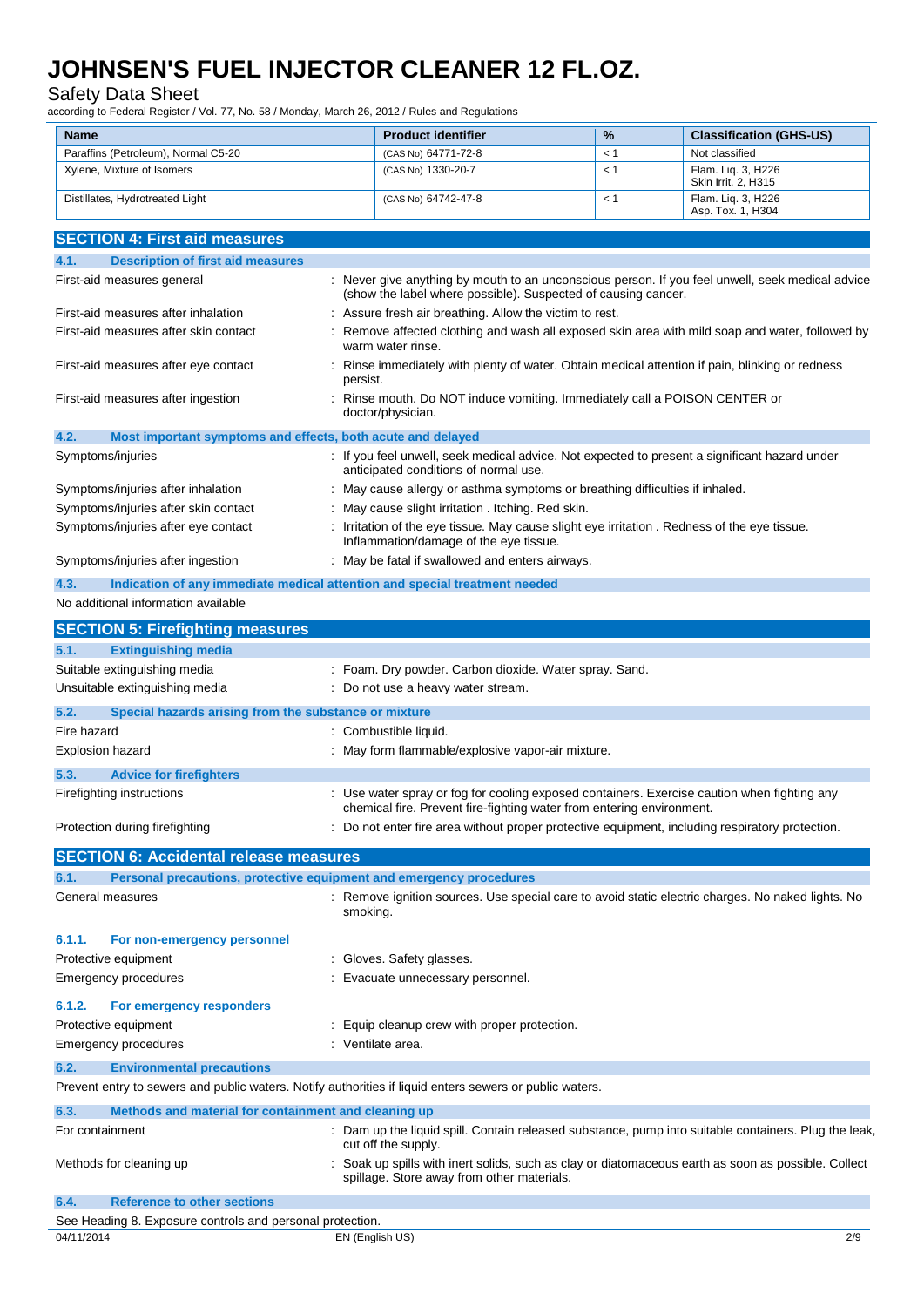| Name | Product identifier | % | Classification (GHS-US) |
|---|---|---|---|
| Paraffins (Petroleum), Normal C5-20 | (CAS No) 64771-72-8 | < 1 | Not classified |
| Xylene, Mixture of Isomers | (CAS No) 1330-20-7 | < 1 | Flam. Liq. 3, H226<br>Skin Irrit. 2, H315 |
| Distillates, Hydrotreated Light | (CAS No) 64742-47-8 | < 1 | Flam. Liq. 3, H226<br>Asp. Tox. 1, H304 |

## SECTION 4: First aid measures

### 4.1. Description of first aid measures

First-aid measures general : Never give anything by mouth to an unconscious person. If you feel unwell, seek medical advice (show the label where possible). Suspected of causing cancer.

First-aid measures after inhalation : Assure fresh air breathing. Allow the victim to rest.

First-aid measures after skin contact : Remove affected clothing and wash all exposed skin area with mild soap and water, followed by warm water rinse.

First-aid measures after eye contact : Rinse immediately with plenty of water. Obtain medical attention if pain, blinking or redness persist.

First-aid measures after ingestion : Rinse mouth. Do NOT induce vomiting. Immediately call a POISON CENTER or doctor/physician.

### 4.2. Most important symptoms and effects, both acute and delayed

Symptoms/injuries : If you feel unwell, seek medical advice. Not expected to present a significant hazard under anticipated conditions of normal use.

Symptoms/injuries after inhalation : May cause allergy or asthma symptoms or breathing difficulties if inhaled.

Symptoms/injuries after skin contact : May cause slight irritation . Itching. Red skin.

Symptoms/injuries after eye contact : Irritation of the eye tissue. May cause slight eye irritation . Redness of the eye tissue. Inflammation/damage of the eye tissue.

Symptoms/injuries after ingestion : May be fatal if swallowed and enters airways.

### 4.3. Indication of any immediate medical attention and special treatment needed

No additional information available

## SECTION 5: Firefighting measures

### 5.1. Extinguishing media

Suitable extinguishing media : Foam. Dry powder. Carbon dioxide. Water spray. Sand.

Unsuitable extinguishing media : Do not use a heavy water stream.

### 5.2. Special hazards arising from the substance or mixture

Fire hazard : Combustible liquid.

Explosion hazard : May form flammable/explosive vapor-air mixture.

### 5.3. Advice for firefighters

Firefighting instructions : Use water spray or fog for cooling exposed containers. Exercise caution when fighting any chemical fire. Prevent fire-fighting water from entering environment.

Protection during firefighting : Do not enter fire area without proper protective equipment, including respiratory protection.

## SECTION 6: Accidental release measures

### 6.1. Personal precautions, protective equipment and emergency procedures

General measures : Remove ignition sources. Use special care to avoid static electric charges. No naked lights. No smoking.

#### 6.1.1. For non-emergency personnel

Protective equipment : Gloves. Safety glasses.

Emergency procedures : Evacuate unnecessary personnel.

#### 6.1.2. For emergency responders

Protective equipment : Equip cleanup crew with proper protection.

Emergency procedures : Ventilate area.

### 6.2. Environmental precautions

Prevent entry to sewers and public waters. Notify authorities if liquid enters sewers or public waters.

### 6.3. Methods and material for containment and cleaning up

For containment : Dam up the liquid spill. Contain released substance, pump into suitable containers. Plug the leak, cut off the supply.

Methods for cleaning up : Soak up spills with inert solids, such as clay or diatomaceous earth as soon as possible. Collect spillage. Store away from other materials.

### 6.4. Reference to other sections

See Heading 8. Exposure controls and personal protection.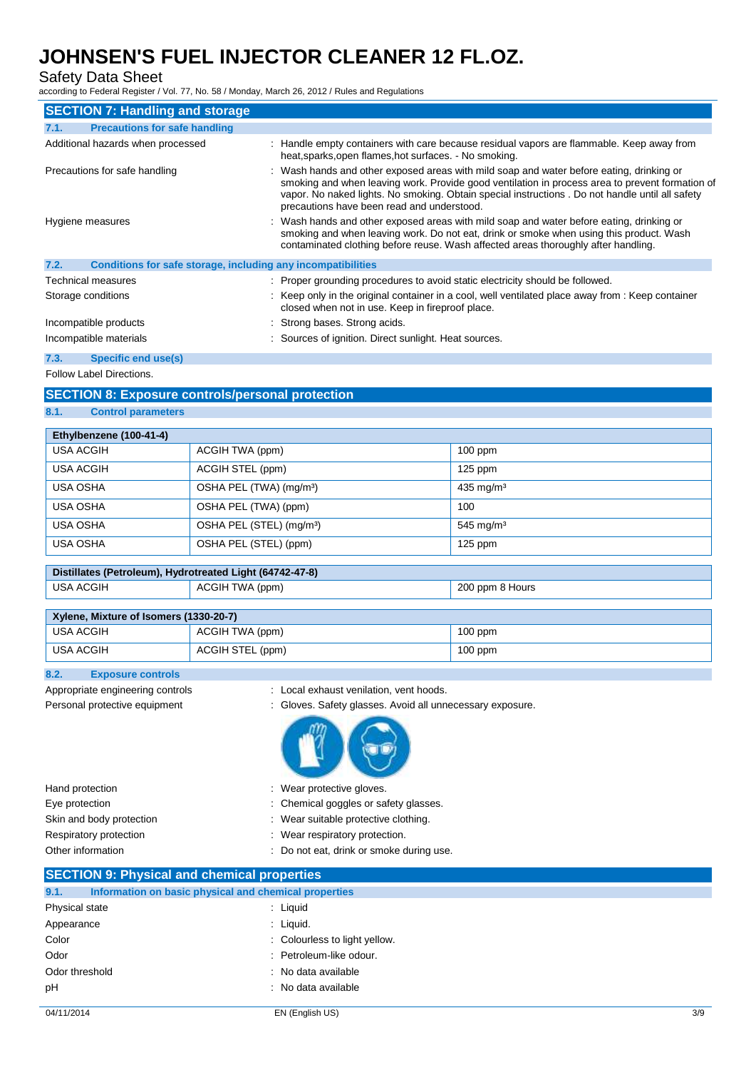## SECTION 7: Handling and storage

### 7.1. Precautions for safe handling

Additional hazards when processed : Handle empty containers with care because residual vapors are flammable. Keep away from heat,sparks,open flames,hot surfaces. - No smoking.

Precautions for safe handling : Wash hands and other exposed areas with mild soap and water before eating, drinking or smoking and when leaving work. Provide good ventilation in process area to prevent formation of vapor. No naked lights. No smoking. Obtain special instructions . Do not handle until all safety precautions have been read and understood.

Hygiene measures : Wash hands and other exposed areas with mild soap and water before eating, drinking or smoking and when leaving work. Do not eat, drink or smoke when using this product. Wash contaminated clothing before reuse. Wash affected areas thoroughly after handling.

### 7.2. Conditions for safe storage, including any incompatibilities

Technical measures : Proper grounding procedures to avoid static electricity should be followed.

Storage conditions : Keep only in the original container in a cool, well ventilated place away from : Keep container closed when not in use. Keep in fireproof place.

Incompatible products : Strong bases. Strong acids.

Incompatible materials : Sources of ignition. Direct sunlight. Heat sources.

### 7.3. Specific end use(s)

Follow Label Directions.

## SECTION 8: Exposure controls/personal protection

### 8.1. Control parameters

| Ethylbenzene (100-41-4) | | |
|---|---|---|
| USA ACGIH | ACGIH TWA (ppm) | 100 ppm |
| USA ACGIH | ACGIH STEL (ppm) | 125 ppm |
| USA OSHA | OSHA PEL (TWA) (mg/m³) | 435 mg/m³ |
| USA OSHA | OSHA PEL (TWA) (ppm) | 100 |
| USA OSHA | OSHA PEL (STEL) (mg/m³) | 545 mg/m³ |
| USA OSHA | OSHA PEL (STEL) (ppm) | 125 ppm |

| Distillates (Petroleum), Hydrotreated Light (64742-47-8) | | |
|---|---|---|
| USA ACGIH | ACGIH TWA (ppm) | 200 ppm 8 Hours |

| Xylene, Mixture of Isomers (1330-20-7) | | |
|---|---|---|
| USA ACGIH | ACGIH TWA (ppm) | 100 ppm |
| USA ACGIH | ACGIH STEL (ppm) | 100 ppm |

### 8.2. Exposure controls

Appropriate engineering controls : Local exhaust venilation, vent hoods.

Personal protective equipment : Gloves. Safety glasses. Avoid all unnecessary exposure.

Hand protection : Wear protective gloves.

Eye protection : Chemical goggles or safety glasses.

Skin and body protection : Wear suitable protective clothing.

Respiratory protection : Wear respiratory protection.

Other information : Do not eat, drink or smoke during use.

## SECTION 9: Physical and chemical properties

### 9.1. Information on basic physical and chemical properties

Physical state : Liquid

Appearance : Liquid.

Color : Colourless to light yellow.

Odor : Petroleum-like odour.

Odor threshold : No data available

pH : No data available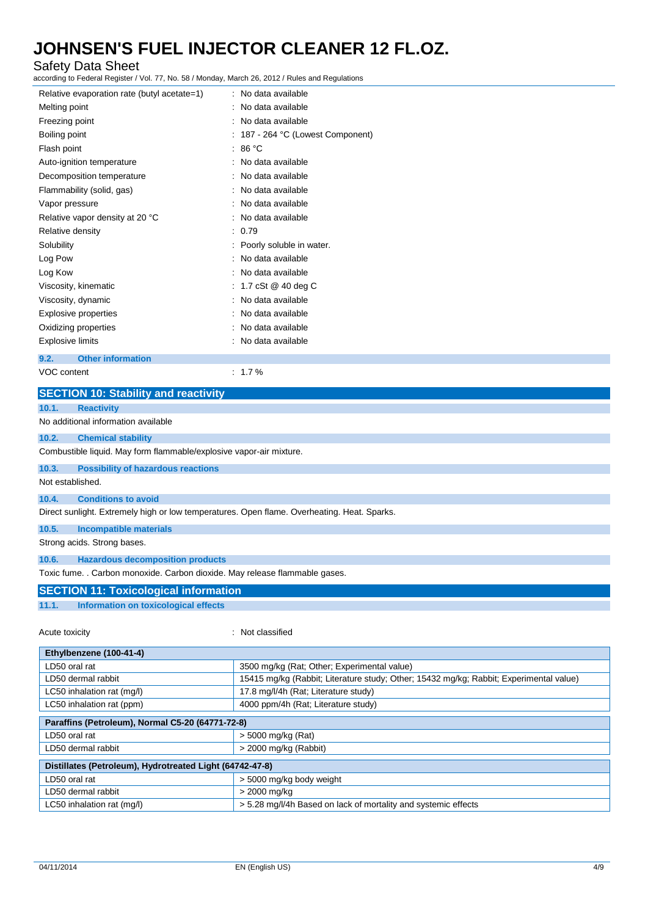| | |
|---|---|
| Relative evaporation rate (butyl acetate=1) | : No data available |
| Melting point | : No data available |
| Freezing point | : No data available |
| Boiling point | : 187 - 264 °C (Lowest Component) |
| Flash point | : 86 °C |
| Auto-ignition temperature | : No data available |
| Decomposition temperature | : No data available |
| Flammability (solid, gas) | : No data available |
| Vapor pressure | : No data available |
| Relative vapor density at 20 °C | : No data available |
| Relative density | : 0.79 |
| Solubility | : Poorly soluble in water. |
| Log Pow | : No data available |
| Log Kow | : No data available |
| Viscosity, kinematic | : 1.7 cSt @ 40 deg C |
| Viscosity, dynamic | : No data available |
| Explosive properties | : No data available |
| Oxidizing properties | : No data available |
| Explosive limits | : No data available |

### 9.2. Other information

VOC content : 1.7 %

## SECTION 10: Stability and reactivity

### 10.1. Reactivity

No additional information available

### 10.2. Chemical stability

Combustible liquid. May form flammable/explosive vapor-air mixture.

### 10.3. Possibility of hazardous reactions

Not established.

### 10.4. Conditions to avoid

Direct sunlight. Extremely high or low temperatures. Open flame. Overheating. Heat. Sparks.

### 10.5. Incompatible materials

Strong acids. Strong bases.

### 10.6. Hazardous decomposition products

Toxic fume. . Carbon monoxide. Carbon dioxide. May release flammable gases.

## SECTION 11: Toxicological information

### 11.1. Information on toxicological effects

Acute toxicity : Not classified

| Ethylbenzene (100-41-4) | |
|---|---|
| LD50 oral rat | 3500 mg/kg (Rat; Other; Experimental value) |
| LD50 dermal rabbit | 15415 mg/kg (Rabbit; Literature study; Other; 15432 mg/kg; Rabbit; Experimental value) |
| LC50 inhalation rat (mg/l) | 17.8 mg/l/4h (Rat; Literature study) |
| LC50 inhalation rat (ppm) | 4000 ppm/4h (Rat; Literature study) |

| Paraffins (Petroleum), Normal C5-20 (64771-72-8) | |
|---|---|
| LD50 oral rat | > 5000 mg/kg (Rat) |
| LD50 dermal rabbit | > 2000 mg/kg (Rabbit) |

| Distillates (Petroleum), Hydrotreated Light (64742-47-8) | |
|---|---|
| LD50 oral rat | > 5000 mg/kg body weight |
| LD50 dermal rabbit | > 2000 mg/kg |
| LC50 inhalation rat (mg/l) | > 5.28 mg/l/4h Based on lack of mortality and systemic effects |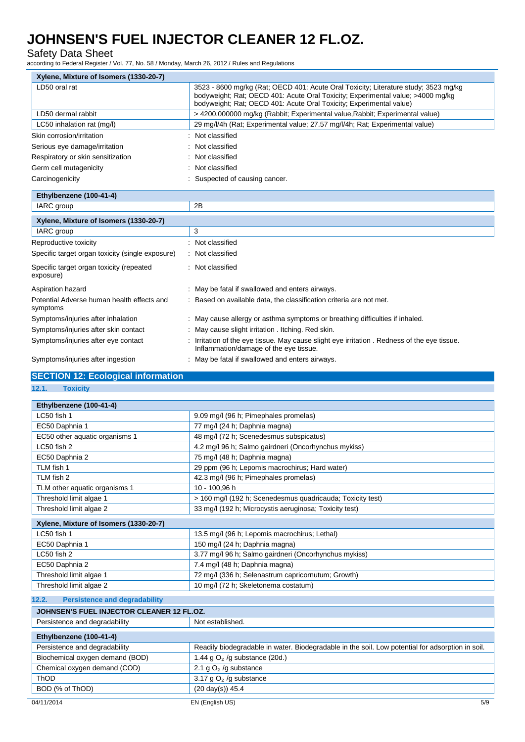| Xylene, Mixture of Isomers (1330-20-7) | |
|---|---|
| LD50 oral rat | 3523 - 8600 mg/kg (Rat; OECD 401: Acute Oral Toxicity; Literature study; 3523 mg/kg bodyweight; Rat; OECD 401: Acute Oral Toxicity; Experimental value; >4000 mg/kg bodyweight; Rat; OECD 401: Acute Oral Toxicity; Experimental value) |
| LD50 dermal rabbit | > 4200.000000 mg/kg (Rabbit; Experimental value,Rabbit; Experimental value) |
| LC50 inhalation rat (mg/l) | 29 mg/l/4h (Rat; Experimental value; 27.57 mg/l/4h; Rat; Experimental value) |

Skin corrosion/irritation : Not classified

Serious eye damage/irritation : Not classified

Respiratory or skin sensitization : Not classified

Germ cell mutagenicity : Not classified

Carcinogenicity : Suspected of causing cancer.

| Ethylbenzene (100-41-4) | |
|---|---|
| IARC group | 2B |

| Xylene, Mixture of Isomers (1330-20-7) | |
|---|---|
| IARC group | 3 |

Reproductive toxicity : Not classified

Specific target organ toxicity (single exposure) : Not classified

Specific target organ toxicity (repeated exposure) : Not classified

Aspiration hazard : May be fatal if swallowed and enters airways.

Potential Adverse human health effects and symptoms : Based on available data, the classification criteria are not met.

Symptoms/injuries after inhalation : May cause allergy or asthma symptoms or breathing difficulties if inhaled.

Symptoms/injuries after skin contact : May cause slight irritation . Itching. Red skin.

Symptoms/injuries after eye contact : Irritation of the eye tissue. May cause slight eye irritation . Redness of the eye tissue. Inflammation/damage of the eye tissue.

Symptoms/injuries after ingestion : May be fatal if swallowed and enters airways.

## SECTION 12: Ecological information

### 12.1. Toxicity

| Ethylbenzene (100-41-4) | |
|---|---|
| LC50 fish 1 | 9.09 mg/l (96 h; Pimephales promelas) |
| EC50 Daphnia 1 | 77 mg/l (24 h; Daphnia magna) |
| EC50 other aquatic organisms 1 | 48 mg/l (72 h; Scenedesmus subspicatus) |
| LC50 fish 2 | 4.2 mg/l 96 h; Salmo gairdneri (Oncorhynchus mykiss) |
| EC50 Daphnia 2 | 75 mg/l (48 h; Daphnia magna) |
| TLM fish 1 | 29 ppm (96 h; Lepomis macrochirus; Hard water) |
| TLM fish 2 | 42.3 mg/l (96 h; Pimephales promelas) |
| TLM other aquatic organisms 1 | 10 - 100,96 h |
| Threshold limit algae 1 | > 160 mg/l (192 h; Scenedesmus quadricauda; Toxicity test) |
| Threshold limit algae 2 | 33 mg/l (192 h; Microcystis aeruginosa; Toxicity test) |

| Xylene, Mixture of Isomers (1330-20-7) | |
|---|---|
| LC50 fish 1 | 13.5 mg/l (96 h; Lepomis macrochirus; Lethal) |
| EC50 Daphnia 1 | 150 mg/l (24 h; Daphnia magna) |
| LC50 fish 2 | 3.77 mg/l 96 h; Salmo gairdneri (Oncorhynchus mykiss) |
| EC50 Daphnia 2 | 7.4 mg/l (48 h; Daphnia magna) |
| Threshold limit algae 1 | 72 mg/l (336 h; Selenastrum capricornutum; Growth) |
| Threshold limit algae 2 | 10 mg/l (72 h; Skeletonema costatum) |

### 12.2. Persistence and degradability

| JOHNSEN'S FUEL INJECTOR CLEANER 12 FL.OZ. | |
|---|---|
| Persistence and degradability | Not established. |

| Ethylbenzene (100-41-4) | |
|---|---|
| Persistence and degradability | Readily biodegradable in water. Biodegradable in the soil. Low potential for adsorption in soil. |
| Biochemical oxygen demand (BOD) | 1.44 g $O_2$ /g substance (20d.) |
| Chemical oxygen demand (COD) | 2.1 g $O_2$ /g substance |
| ThOD | 3.17 g $O_2$ /g substance |
| BOD (% of ThOD) | (20 day(s)) 45.4 |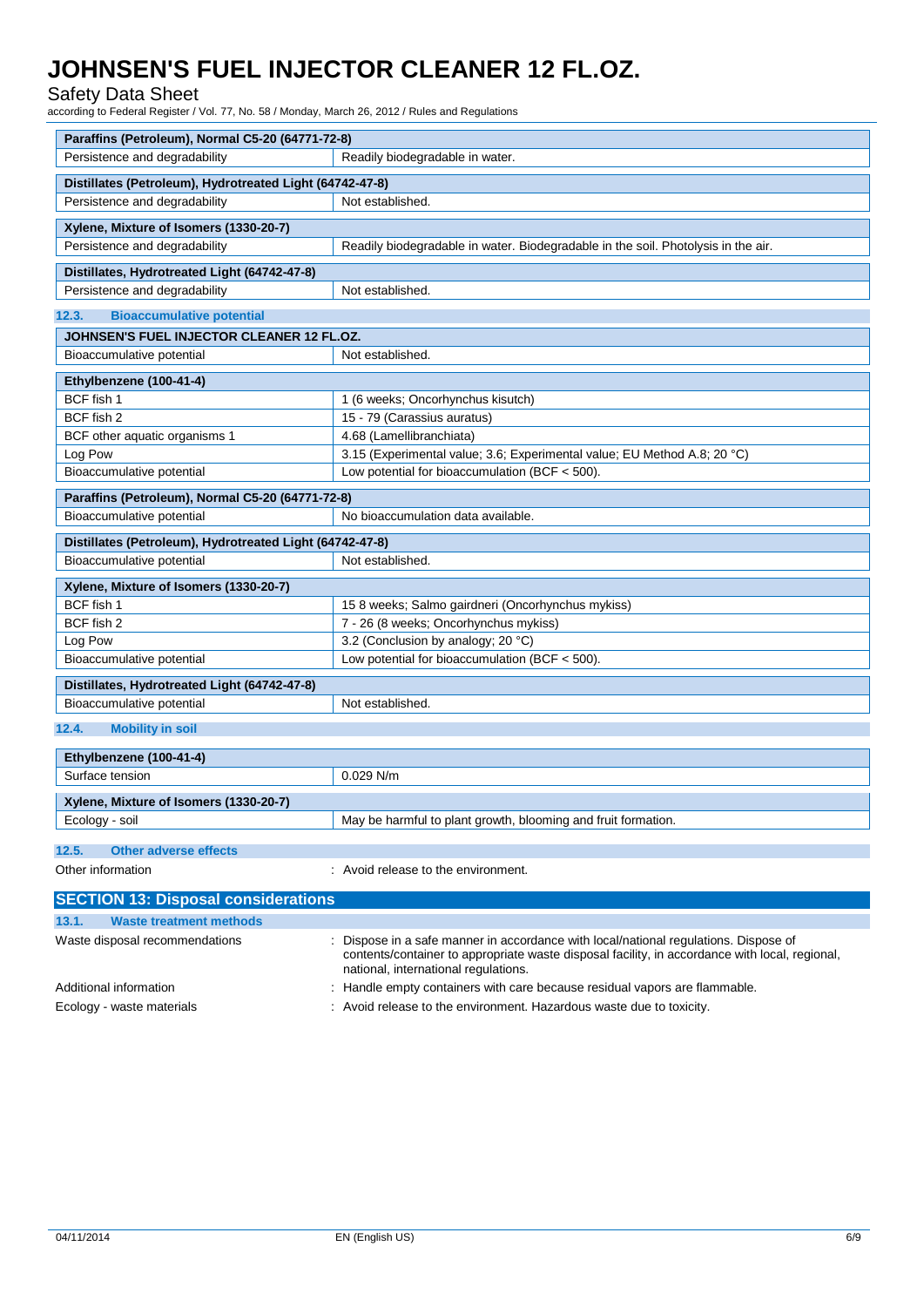| Paraffins (Petroleum), Normal C5-20 (64771-72-8) | |
|---|---|
| Persistence and degradability | Readily biodegradable in water. |

| Distillates (Petroleum), Hydrotreated Light (64742-47-8) | |
|---|---|
| Persistence and degradability | Not established. |

| Xylene, Mixture of Isomers (1330-20-7) | |
|---|---|
| Persistence and degradability | Readily biodegradable in water. Biodegradable in the soil. Photolysis in the air. |

| Distillates, Hydrotreated Light (64742-47-8) | |
|---|---|
| Persistence and degradability | Not established. |

### 12.3. Bioaccumulative potential

| JOHNSEN'S FUEL INJECTOR CLEANER 12 FL.OZ. | |
|---|---|
| Bioaccumulative potential | Not established. |

| Ethylbenzene (100-41-4) | |
|---|---|
| BCF fish 1 | 1 (6 weeks; Oncorhynchus kisutch) |
| BCF fish 2 | 15 - 79 (Carassius auratus) |
| BCF other aquatic organisms 1 | 4.68 (Lamellibranchiata) |
| Log Pow | 3.15 (Experimental value; 3.6; Experimental value; EU Method A.8; 20 °C) |
| Bioaccumulative potential | Low potential for bioaccumulation (BCF < 500). |

| Paraffins (Petroleum), Normal C5-20 (64771-72-8) | |
|---|---|
| Bioaccumulative potential | No bioaccumulation data available. |

| Distillates (Petroleum), Hydrotreated Light (64742-47-8) | |
|---|---|
| Bioaccumulative potential | Not established. |

| Xylene, Mixture of Isomers (1330-20-7) | |
|---|---|
| BCF fish 1 | 15 8 weeks; Salmo gairdneri (Oncorhynchus mykiss) |
| BCF fish 2 | 7 - 26 (8 weeks; Oncorhynchus mykiss) |
| Log Pow | 3.2 (Conclusion by analogy; 20 °C) |
| Bioaccumulative potential | Low potential for bioaccumulation (BCF < 500). |

| Distillates, Hydrotreated Light (64742-47-8) | |
|---|---|
| Bioaccumulative potential | Not established. |

### 12.4. Mobility in soil

| Ethylbenzene (100-41-4) | |
|---|---|
| Surface tension | 0.029 N/m |

| Xylene, Mixture of Isomers (1330-20-7) | |
|---|---|
| Ecology - soil | May be harmful to plant growth, blooming and fruit formation. |

### 12.5. Other adverse effects

Other information : Avoid release to the environment.

## SECTION 13: Disposal considerations

### 13.1. Waste treatment methods

Waste disposal recommendations : Dispose in a safe manner in accordance with local/national regulations. Dispose of contents/container to appropriate waste disposal facility, in accordance with local, regional, national, international regulations.

Additional information : Handle empty containers with care because residual vapors are flammable.

Ecology - waste materials : Avoid release to the environment. Hazardous waste due to toxicity.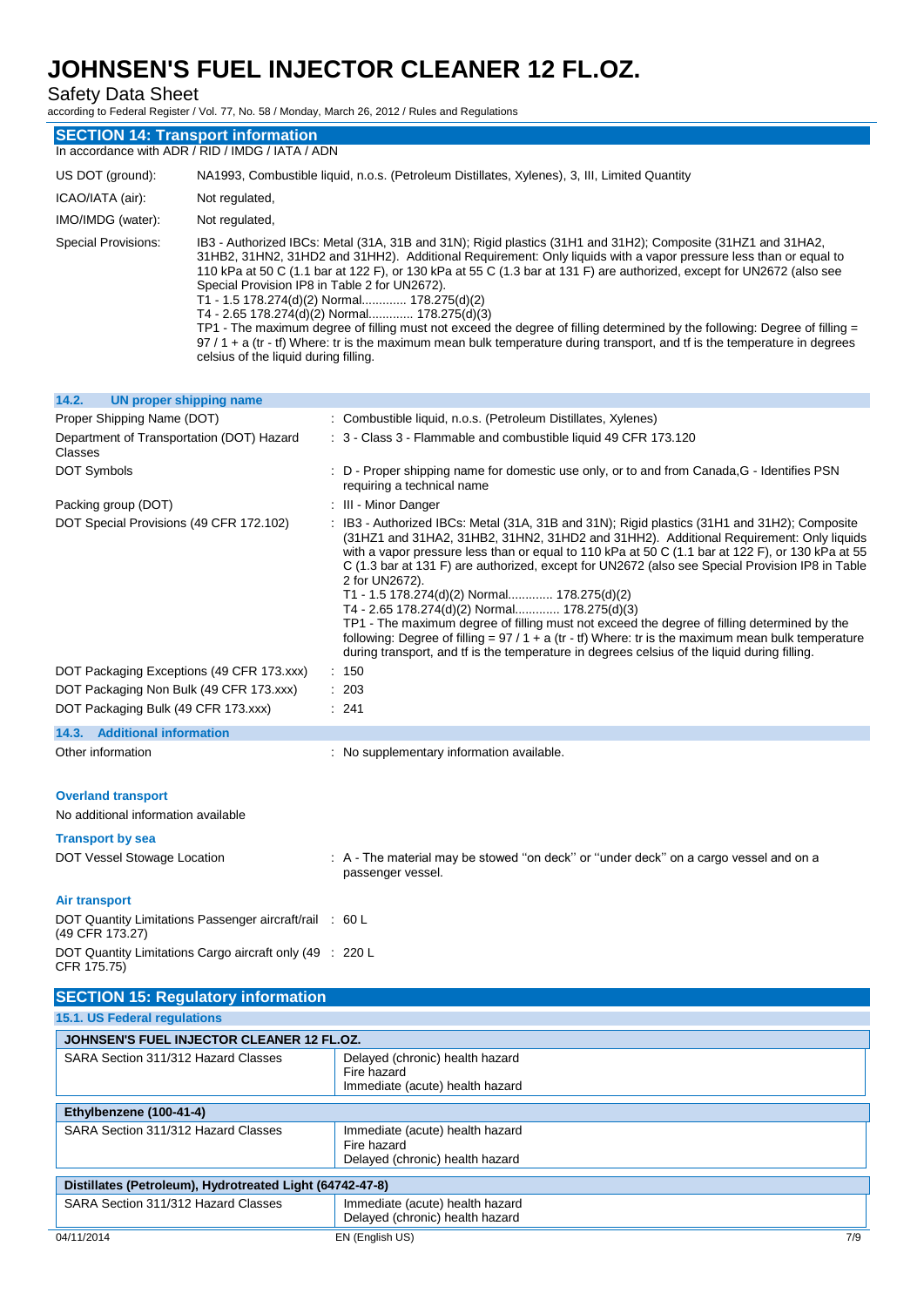## SECTION 14: Transport information

In accordance with ADR / RID / IMDG / IATA / ADN

| | |
|---|---|
| US DOT (ground): | NA1993, Combustible liquid, n.o.s. (Petroleum Distillates, Xylenes), 3, III, Limited Quantity |
| ICAO/IATA (air): | Not regulated, |
| IMO/IMDG (water): | Not regulated, |
| Special Provisions: | IB3 - Authorized IBCs: Metal (31A, 31B and 31N); Rigid plastics (31H1 and 31H2); Composite (31HZ1 and 31HA2, 31HB2, 31HN2, 31HD2 and 31HH2). Additional Requirement: Only liquids with a vapor pressure less than or equal to 110 kPa at 50 C (1.1 bar at 122 F), or 130 kPa at 55 C (1.3 bar at 131 F) are authorized, except for UN2672 (also see Special Provision IP8 in Table 2 for UN2672).<br>T1 - 1.5 178.274(d)(2) Normal............. 178.275(d)(2)<br>T4 - 2.65 178.274(d)(2) Normal............. 178.275(d)(3)<br>TP1 - The maximum degree of filling must not exceed the degree of filling determined by the following: Degree of filling = 97 / 1 + a (tr - tf) Where: tr is the maximum mean bulk temperature during transport, and tf is the temperature in degrees celsius of the liquid during filling. |

### 14.2. UN proper shipping name

| | |
|---|---|
| Proper Shipping Name (DOT) | : Combustible liquid, n.o.s. (Petroleum Distillates, Xylenes) |
| Department of Transportation (DOT) Hazard Classes | : 3 - Class 3 - Flammable and combustible liquid 49 CFR 173.120 |
| DOT Symbols | : D - Proper shipping name for domestic use only, or to and from Canada,G - Identifies PSN requiring a technical name |
| Packing group (DOT) | : III - Minor Danger |
| DOT Special Provisions (49 CFR 172.102) | : IB3 - Authorized IBCs: Metal (31A, 31B and 31N); Rigid plastics (31H1 and 31H2); Composite (31HZ1 and 31HA2, 31HB2, 31HN2, 31HD2 and 31HH2). Additional Requirement: Only liquids with a vapor pressure less than or equal to 110 kPa at 50 C (1.1 bar at 122 F), or 130 kPa at 55 C (1.3 bar at 131 F) are authorized, except for UN2672 (also see Special Provision IP8 in Table 2 for UN2672).<br>T1 - 1.5 178.274(d)(2) Normal............. 178.275(d)(2)<br>T4 - 2.65 178.274(d)(2) Normal............. 178.275(d)(3)<br>TP1 - The maximum degree of filling must not exceed the degree of filling determined by the following: Degree of filling = 97 / 1 + a (tr - tf) Where: tr is the maximum mean bulk temperature during transport, and tf is the temperature in degrees celsius of the liquid during filling. |
| DOT Packaging Exceptions (49 CFR 173.xxx) | : 150 |
| DOT Packaging Non Bulk (49 CFR 173.xxx) | : 203 |
| DOT Packaging Bulk (49 CFR 173.xxx) | : 241 |

### 14.3. Additional information

| | |
|---|---|
| Other information | : No supplementary information available. |

**Overland transport**

No additional information available

**Transport by sea**

| | |
|---|---|
| DOT Vessel Stowage Location | : A - The material may be stowed "on deck" or "under deck" on a cargo vessel and on a passenger vessel. |

**Air transport**

| | |
|---|---|
| DOT Quantity Limitations Passenger aircraft/rail (49 CFR 173.27) | : 60 L |
| DOT Quantity Limitations Cargo aircraft only (49 CFR 175.75) | : 220 L |

## SECTION 15: Regulatory information

### 15.1. US Federal regulations

| JOHNSEN'S FUEL INJECTOR CLEANER 12 FL.OZ. | |
|---|---|
| SARA Section 311/312 Hazard Classes | Delayed (chronic) health hazard<br>Fire hazard<br>Immediate (acute) health hazard |

| Ethylbenzene (100-41-4) | |
|---|---|
| SARA Section 311/312 Hazard Classes | Immediate (acute) health hazard<br>Fire hazard<br>Delayed (chronic) health hazard |

| Distillates (Petroleum), Hydrotreated Light (64742-47-8) | |
|---|---|
| SARA Section 311/312 Hazard Classes | Immediate (acute) health hazard<br>Delayed (chronic) health hazard |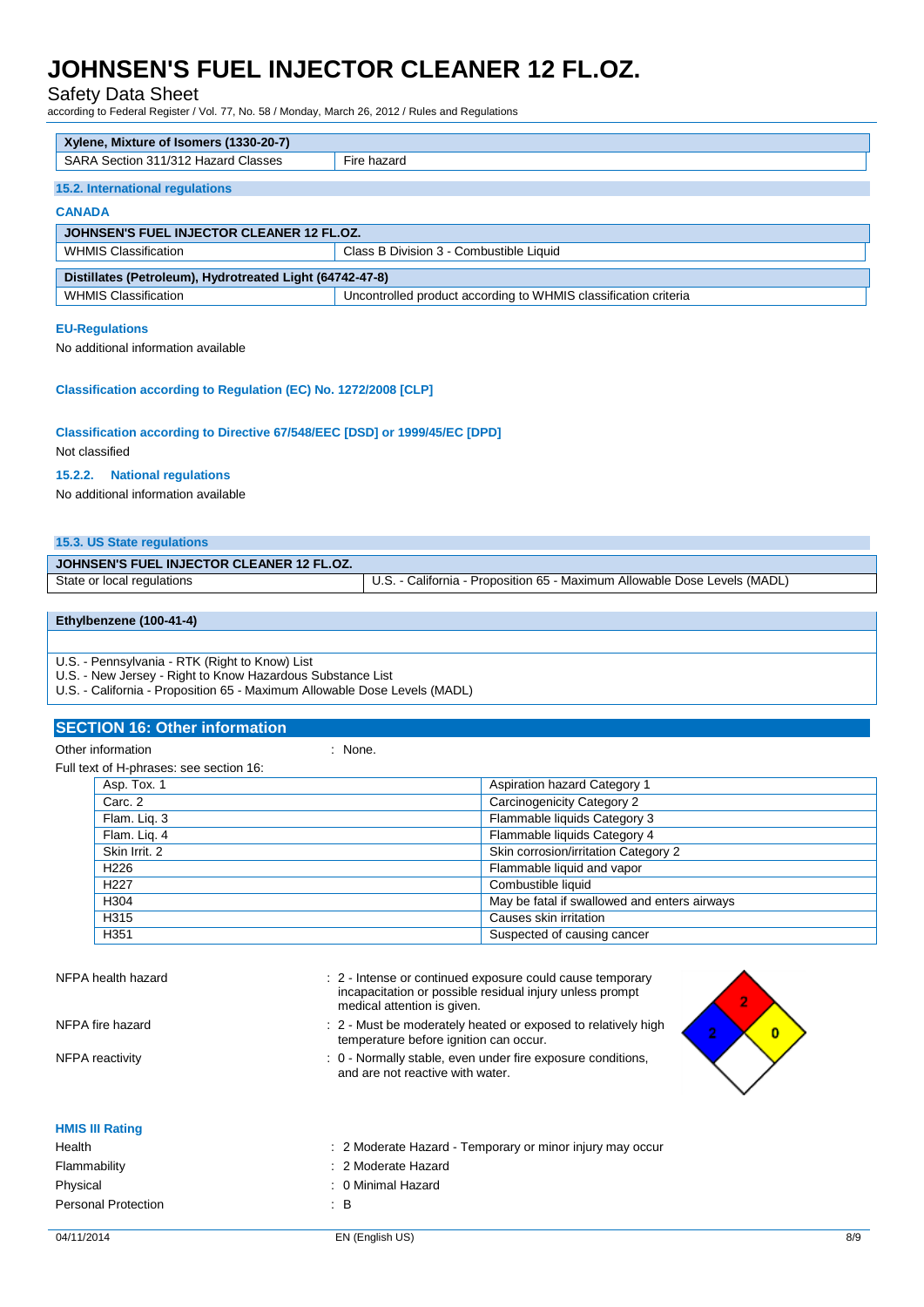| Xylene, Mixture of Isomers (1330-20-7) | |
|---|---|
| SARA Section 311/312 Hazard Classes | Fire hazard |

### 15.2. International regulations

**CANADA**

| JOHNSEN'S FUEL INJECTOR CLEANER 12 FL.OZ. | |
|---|---|
| WHMIS Classification | Class B Division 3 - Combustible Liquid |

| Distillates (Petroleum), Hydrotreated Light (64742-47-8) | |
|---|---|
| WHMIS Classification | Uncontrolled product according to WHMIS classification criteria |

**EU-Regulations**

No additional information available

**Classification according to Regulation (EC) No. 1272/2008 [CLP]**

**Classification according to Directive 67/548/EEC [DSD] or 1999/45/EC [DPD]**

Not classified

#### 15.2.2. National regulations

No additional information available

### 15.3. US State regulations

| JOHNSEN'S FUEL INJECTOR CLEANER 12 FL.OZ. | |
|---|---|
| State or local regulations | U.S. - California - Proposition 65 - Maximum Allowable Dose Levels (MADL) |

| Ethylbenzene (100-41-4) |
|---|
| U.S. - Pennsylvania - RTK (Right to Know) List<br>U.S. - New Jersey - Right to Know Hazardous Substance List<br>U.S. - California - Proposition 65 - Maximum Allowable Dose Levels (MADL) |

## SECTION 16: Other information

Other information : None.

Full text of H-phrases: see section 16:

| | |
|---|---|
| Asp. Tox. 1 | Aspiration hazard Category 1 |
| Carc. 2 | Carcinogenicity Category 2 |
| Flam. Liq. 3 | Flammable liquids Category 3 |
| Flam. Liq. 4 | Flammable liquids Category 4 |
| Skin Irrit. 2 | Skin corrosion/irritation Category 2 |
| H226 | Flammable liquid and vapor |
| H227 | Combustible liquid |
| H304 | May be fatal if swallowed and enters airways |
| H315 | Causes skin irritation |
| H351 | Suspected of causing cancer |

NFPA health hazard : 2 - Intense or continued exposure could cause temporary incapacitation or possible residual injury unless prompt medical attention is given.

NFPA fire hazard : 2 - Must be moderately heated or exposed to relatively high temperature before ignition can occur.

NFPA reactivity : 0 - Normally stable, even under fire exposure conditions, and are not reactive with water.

**HMIS III Rating**

Health : 2 Moderate Hazard - Temporary or minor injury may occur

Flammability : 2 Moderate Hazard

Physical : 0 Minimal Hazard

Personal Protection : B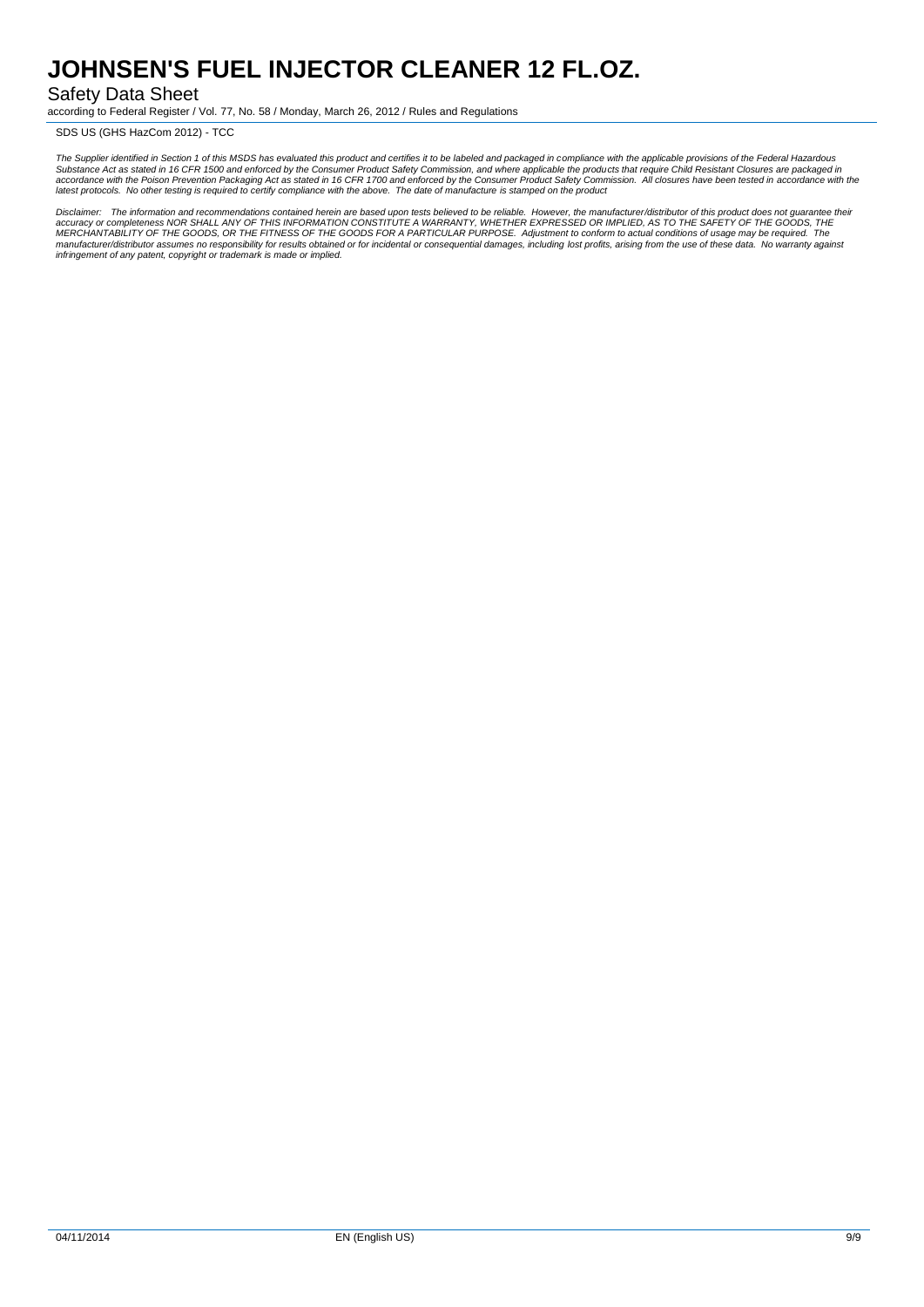*The Supplier identified in Section 1 of this MSDS has evaluated this product and certifies it to be labeled and packaged in compliance with the applicable provisions of the Federal Hazardous Substance Act as stated in 16 CFR 1500 and enforced by the Consumer Product Safety Commission, and where applicable the products that require Child Resistant Closures are packaged in accordance with the Poison Prevention Packaging Act as stated in 16 CFR 1700 and enforced by the Consumer Product Safety Commission. All closures have been tested in accordance with the latest protocols. No other testing is required to certify compliance with the above. The date of manufacture is stamped on the product*

*Disclaimer: The information and recommendations contained herein are based upon tests believed to be reliable. However, the manufacturer/distributor of this product does not guarantee their accuracy or completeness NOR SHALL ANY OF THIS INFORMATION CONSTITUTE A WARRANTY, WHETHER EXPRESSED OR IMPLIED, AS TO THE SAFETY OF THE GOODS, THE MERCHANTABILITY OF THE GOODS, OR THE FITNESS OF THE GOODS FOR A PARTICULAR PURPOSE. Adjustment to conform to actual conditions of usage may be required. The manufacturer/distributor assumes no responsibility for results obtained or for incidental or consequential damages, including lost profits, arising from the use of these data. No warranty against infringement of any patent, copyright or trademark is made or implied.*